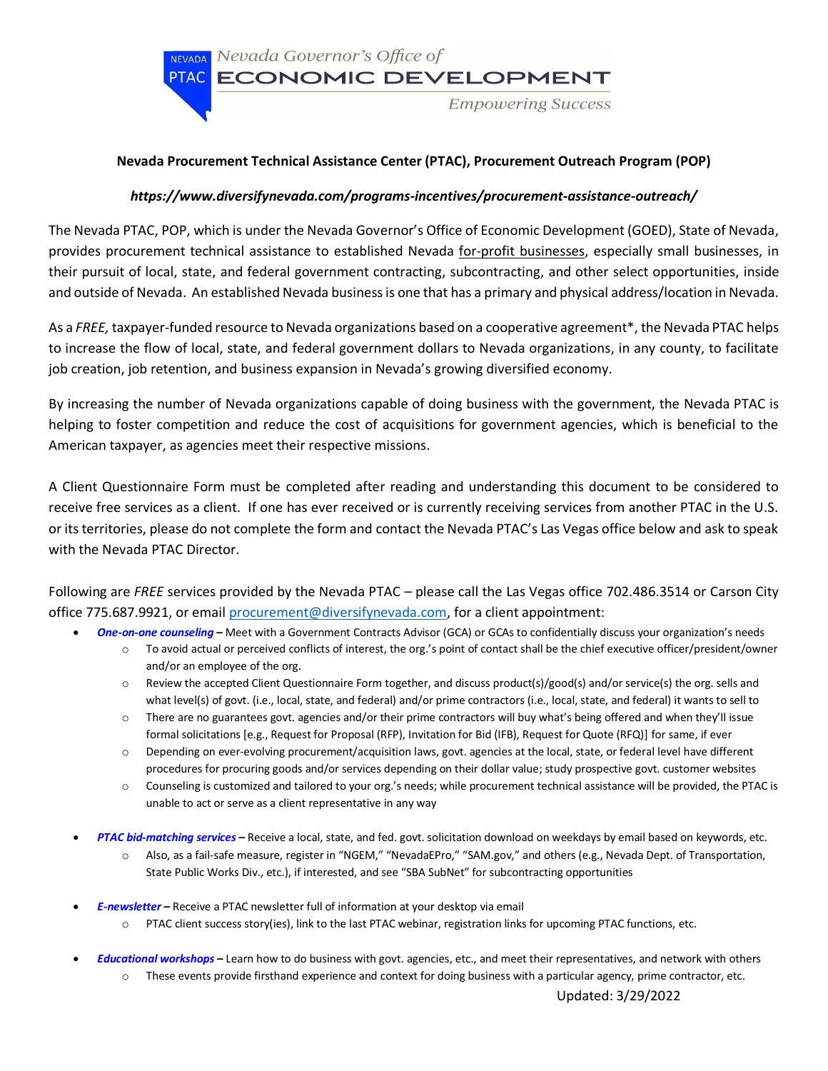Nevada PTAC — Nevada Governor's Office of ECONOMIC DEVELOPMENT — Empowering Success

**Nevada Procurement Technical Assistance Center (PTAC), Procurement Outreach Program (POP)**

***https://www.diversifynevada.com/programs-incentives/procurement-assistance-outreach/***

The Nevada PTAC, POP, which is under the Nevada Governor's Office of Economic Development (GOED), State of Nevada, provides procurement technical assistance to established Nevada for-profit businesses, especially small businesses, in their pursuit of local, state, and federal government contracting, subcontracting, and other select opportunities, inside and outside of Nevada. An established Nevada business is one that has a primary and physical address/location in Nevada.

As a *FREE,* taxpayer-funded resource to Nevada organizations based on a cooperative agreement*, the Nevada PTAC helps to increase the flow of local, state, and federal government dollars to Nevada organizations, in any county, to facilitate job creation, job retention, and business expansion in Nevada's growing diversified economy.

By increasing the number of Nevada organizations capable of doing business with the government, the Nevada PTAC is helping to foster competition and reduce the cost of acquisitions for government agencies, which is beneficial to the American taxpayer, as agencies meet their respective missions.

A Client Questionnaire Form must be completed after reading and understanding this document to be considered to receive free services as a client. If one has ever received or is currently receiving services from another PTAC in the U.S. or its territories, please do not complete the form and contact the Nevada PTAC's Las Vegas office below and ask to speak with the Nevada PTAC Director.

Following are *FREE* services provided by the Nevada PTAC – please call the Las Vegas office 702.486.3514 or Carson City office 775.687.9921, or email procurement@diversifynevada.com, for a client appointment:

- ***One-on-one counseling*** – Meet with a Government Contracts Advisor (GCA) or GCAs to confidentially discuss your organization's needs
  - To avoid actual or perceived conflicts of interest, the org.'s point of contact shall be the chief executive officer/president/owner and/or an employee of the org.
  - Review the accepted Client Questionnaire Form together, and discuss product(s)/good(s) and/or service(s) the org. sells and what level(s) of govt. (i.e., local, state, and federal) and/or prime contractors (i.e., local, state, and federal) it wants to sell to
  - There are no guarantees govt. agencies and/or their prime contractors will buy what's being offered and when they'll issue formal solicitations [e.g., Request for Proposal (RFP), Invitation for Bid (IFB), Request for Quote (RFQ)] for same, if ever
  - Depending on ever-evolving procurement/acquisition laws, govt. agencies at the local, state, or federal level have different procedures for procuring goods and/or services depending on their dollar value; study prospective govt. customer websites
  - Counseling is customized and tailored to your org.'s needs; while procurement technical assistance will be provided, the PTAC is unable to act or serve as a client representative in any way

- ***PTAC bid-matching services*** – Receive a local, state, and fed. govt. solicitation download on weekdays by email based on keywords, etc.
  - Also, as a fail-safe measure, register in "NGEM," "NevadaEPro," "SAM.gov," and others (e.g., Nevada Dept. of Transportation, State Public Works Div., etc.), if interested, and see "SBA SubNet" for subcontracting opportunities

- ***E-newsletter*** – Receive a PTAC newsletter full of information at your desktop via email
  - PTAC client success story(ies), link to the last PTAC webinar, registration links for upcoming PTAC functions, etc.

- ***Educational workshops*** – Learn how to do business with govt. agencies, etc., and meet their representatives, and network with others
  - These events provide firsthand experience and context for doing business with a particular agency, prime contractor, etc.

Updated: 3/29/2022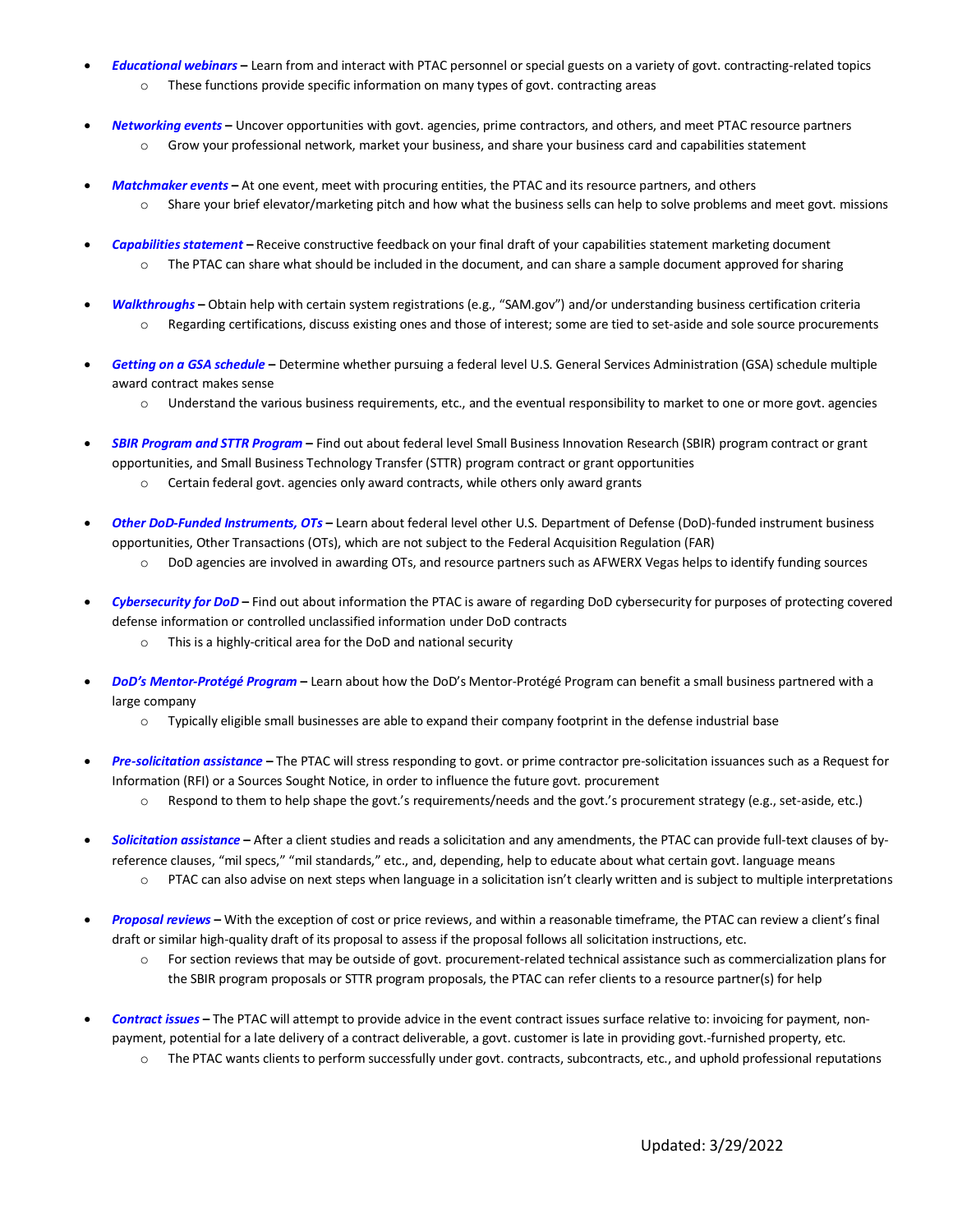- ***Educational webinars*** **–** Learn from and interact with PTAC personnel or special guests on a variety of govt. contracting-related topics
  - These functions provide specific information on many types of govt. contracting areas

- ***Networking events*** **–** Uncover opportunities with govt. agencies, prime contractors, and others, and meet PTAC resource partners
  - Grow your professional network, market your business, and share your business card and capabilities statement

- ***Matchmaker events*** **–** At one event, meet with procuring entities, the PTAC and its resource partners, and others
  - Share your brief elevator/marketing pitch and how what the business sells can help to solve problems and meet govt. missions

- ***Capabilities statement*** **–** Receive constructive feedback on your final draft of your capabilities statement marketing document
  - The PTAC can share what should be included in the document, and can share a sample document approved for sharing

- ***Walkthroughs*** **–** Obtain help with certain system registrations (e.g., "SAM.gov") and/or understanding business certification criteria
  - Regarding certifications, discuss existing ones and those of interest; some are tied to set-aside and sole source procurements

- ***Getting on a GSA schedule*** **–** Determine whether pursuing a federal level U.S. General Services Administration (GSA) schedule multiple award contract makes sense
  - Understand the various business requirements, etc., and the eventual responsibility to market to one or more govt. agencies

- ***SBIR Program and STTR Program*** **–** Find out about federal level Small Business Innovation Research (SBIR) program contract or grant opportunities, and Small Business Technology Transfer (STTR) program contract or grant opportunities
  - Certain federal govt. agencies only award contracts, while others only award grants

- ***Other DoD-Funded Instruments, OTs*** **–** Learn about federal level other U.S. Department of Defense (DoD)-funded instrument business opportunities, Other Transactions (OTs), which are not subject to the Federal Acquisition Regulation (FAR)
  - DoD agencies are involved in awarding OTs, and resource partners such as AFWERX Vegas helps to identify funding sources

- ***Cybersecurity for DoD*** **–** Find out about information the PTAC is aware of regarding DoD cybersecurity for purposes of protecting covered defense information or controlled unclassified information under DoD contracts
  - This is a highly-critical area for the DoD and national security

- ***DoD's Mentor-Protégé Program*** **–** Learn about how the DoD's Mentor-Protégé Program can benefit a small business partnered with a large company
  - Typically eligible small businesses are able to expand their company footprint in the defense industrial base

- ***Pre-solicitation assistance*** **–** The PTAC will stress responding to govt. or prime contractor pre-solicitation issuances such as a Request for Information (RFI) or a Sources Sought Notice, in order to influence the future govt. procurement
  - Respond to them to help shape the govt.'s requirements/needs and the govt.'s procurement strategy (e.g., set-aside, etc.)

- ***Solicitation assistance*** **–** After a client studies and reads a solicitation and any amendments, the PTAC can provide full-text clauses of by-reference clauses, "mil specs," "mil standards," etc., and, depending, help to educate about what certain govt. language means
  - PTAC can also advise on next steps when language in a solicitation isn't clearly written and is subject to multiple interpretations

- ***Proposal reviews*** **–** With the exception of cost or price reviews, and within a reasonable timeframe, the PTAC can review a client's final draft or similar high-quality draft of its proposal to assess if the proposal follows all solicitation instructions, etc.
  - For section reviews that may be outside of govt. procurement-related technical assistance such as commercialization plans for the SBIR program proposals or STTR program proposals, the PTAC can refer clients to a resource partner(s) for help

- ***Contract issues*** **–** The PTAC will attempt to provide advice in the event contract issues surface relative to: invoicing for payment, non-payment, potential for a late delivery of a contract deliverable, a govt. customer is late in providing govt.-furnished property, etc.
  - The PTAC wants clients to perform successfully under govt. contracts, subcontracts, etc., and uphold professional reputations

Updated: 3/29/2022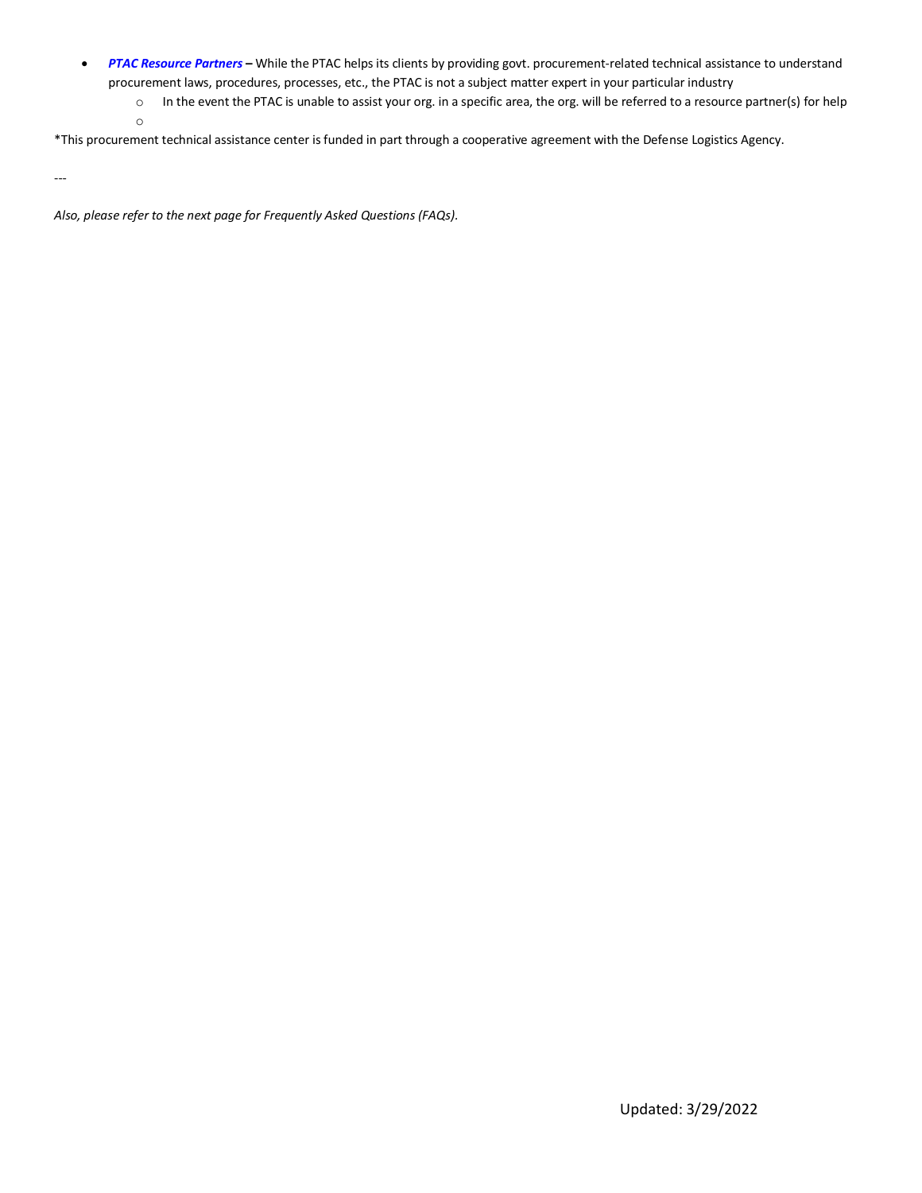- ***PTAC Resource Partners*** **–** While the PTAC helps its clients by providing govt. procurement-related technical assistance to understand procurement laws, procedures, processes, etc., the PTAC is not a subject matter expert in your particular industry
    - In the event the PTAC is unable to assist your org. in a specific area, the org. will be referred to a resource partner(s) for help
    - 

*This procurement technical assistance center is funded in part through a cooperative agreement with the Defense Logistics Agency.

---

*Also, please refer to the next page for Frequently Asked Questions (FAQs).*

Updated: 3/29/2022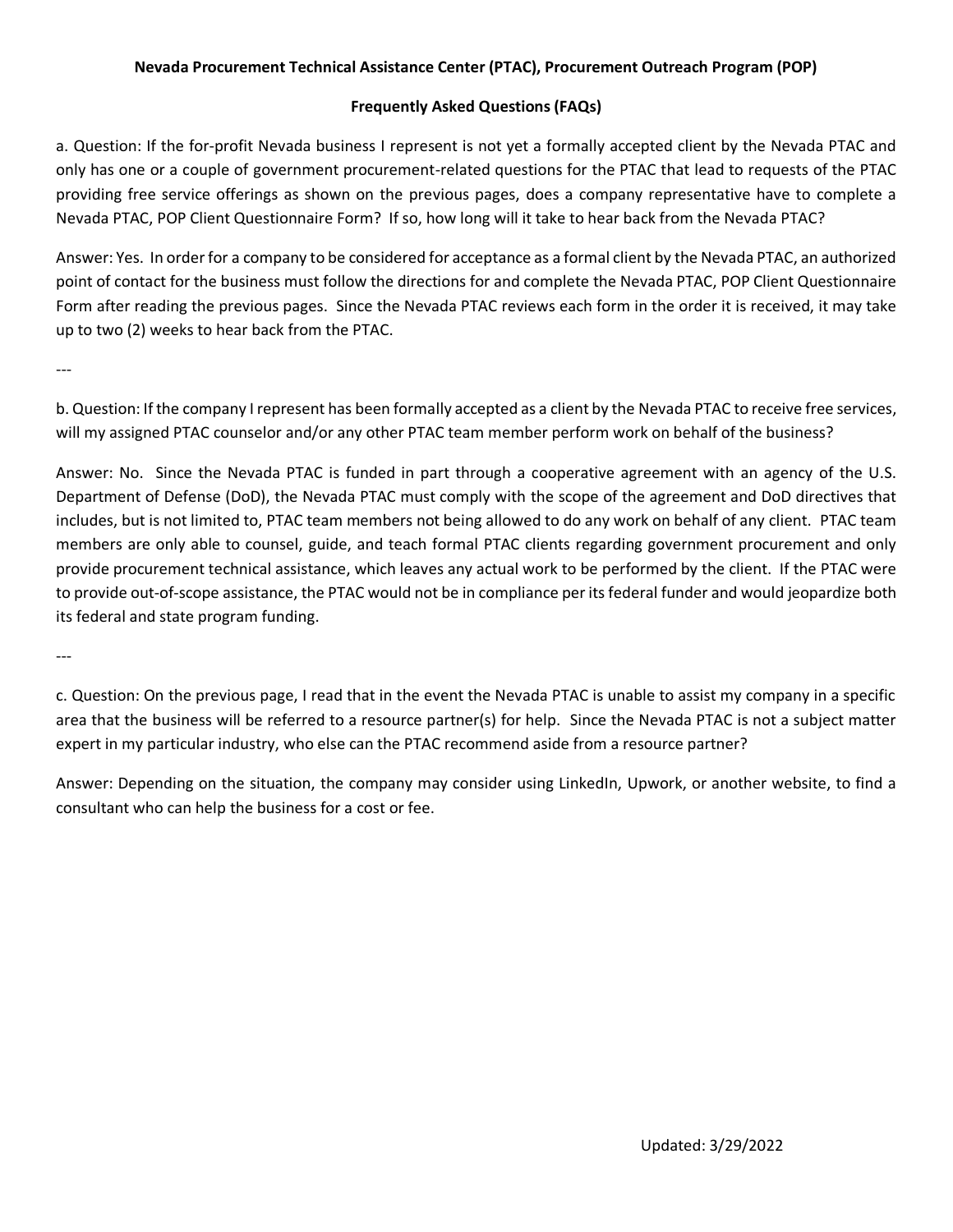**Nevada Procurement Technical Assistance Center (PTAC), Procurement Outreach Program (POP)**

**Frequently Asked Questions (FAQs)**

a. Question: If the for-profit Nevada business I represent is not yet a formally accepted client by the Nevada PTAC and only has one or a couple of government procurement-related questions for the PTAC that lead to requests of the PTAC providing free service offerings as shown on the previous pages, does a company representative have to complete a Nevada PTAC, POP Client Questionnaire Form? If so, how long will it take to hear back from the Nevada PTAC?

Answer: Yes. In order for a company to be considered for acceptance as a formal client by the Nevada PTAC, an authorized point of contact for the business must follow the directions for and complete the Nevada PTAC, POP Client Questionnaire Form after reading the previous pages. Since the Nevada PTAC reviews each form in the order it is received, it may take up to two (2) weeks to hear back from the PTAC.

---

b. Question: If the company I represent has been formally accepted as a client by the Nevada PTAC to receive free services, will my assigned PTAC counselor and/or any other PTAC team member perform work on behalf of the business?

Answer: No. Since the Nevada PTAC is funded in part through a cooperative agreement with an agency of the U.S. Department of Defense (DoD), the Nevada PTAC must comply with the scope of the agreement and DoD directives that includes, but is not limited to, PTAC team members not being allowed to do any work on behalf of any client. PTAC team members are only able to counsel, guide, and teach formal PTAC clients regarding government procurement and only provide procurement technical assistance, which leaves any actual work to be performed by the client. If the PTAC were to provide out-of-scope assistance, the PTAC would not be in compliance per its federal funder and would jeopardize both its federal and state program funding.

---

c. Question: On the previous page, I read that in the event the Nevada PTAC is unable to assist my company in a specific area that the business will be referred to a resource partner(s) for help. Since the Nevada PTAC is not a subject matter expert in my particular industry, who else can the PTAC recommend aside from a resource partner?

Answer: Depending on the situation, the company may consider using LinkedIn, Upwork, or another website, to find a consultant who can help the business for a cost or fee.

Updated: 3/29/2022